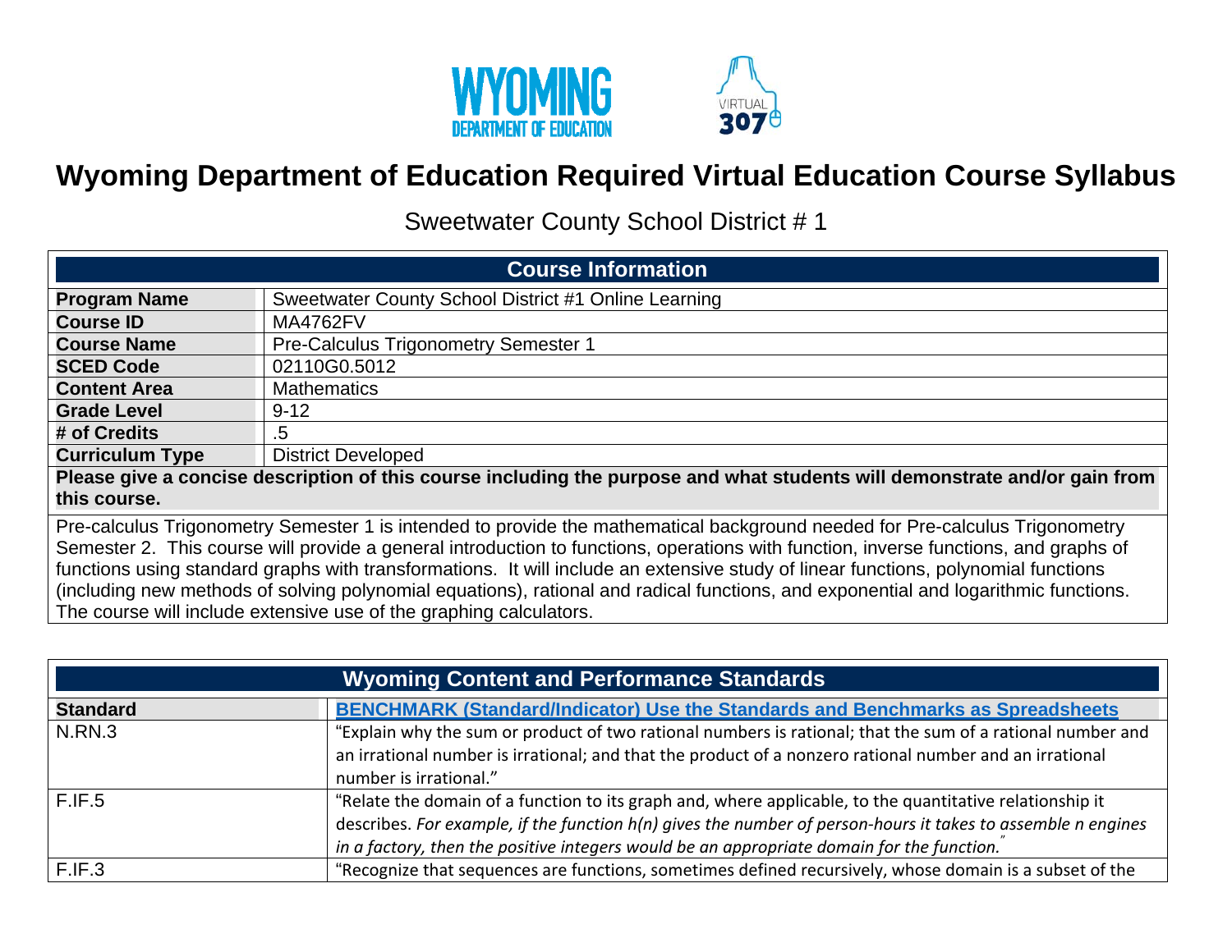# Wyoming Department of Education Required Virtual Education Course Syllabus

Sweetwater County School District # 1

| Course Information | |
|---|---|
| **Program Name** | Sweetwater County School District #1 Online Learning |
| **Course ID** | MA4762FV |
| **Course Name** | Pre-Calculus Trigonometry Semester 1 |
| **SCED Code** | 02110G0.5012 |
| **Content Area** | Mathematics |
| **Grade Level** | 9-12 |
| **# of Credits** | .5 |
| **Curriculum Type** | District Developed |

**Please give a concise description of this course including the purpose and what students will demonstrate and/or gain from this course.**

Pre-calculus Trigonometry Semester 1 is intended to provide the mathematical background needed for Pre-calculus Trigonometry Semester 2. This course will provide a general introduction to functions, operations with function, inverse functions, and graphs of functions using standard graphs with transformations. It will include an extensive study of linear functions, polynomial functions (including new methods of solving polynomial equations), rational and radical functions, and exponential and logarithmic functions. The course will include extensive use of the graphing calculators.

## Wyoming Content and Performance Standards

| Standard | BENCHMARK (Standard/Indicator) Use the Standards and Benchmarks as Spreadsheets |
|---|---|
| N.RN.3 | "Explain why the sum or product of two rational numbers is rational; that the sum of a rational number and an irrational number is irrational; and that the product of a nonzero rational number and an irrational number is irrational." |
| F.IF.5 | "Relate the domain of a function to its graph and, where applicable, to the quantitative relationship it describes. *For example, if the function h(n) gives the number of person-hours it takes to assemble n engines in a factory, then the positive integers would be an appropriate domain for the function.*" |
| F.IF.3 | "Recognize that sequences are functions, sometimes defined recursively, whose domain is a subset of the |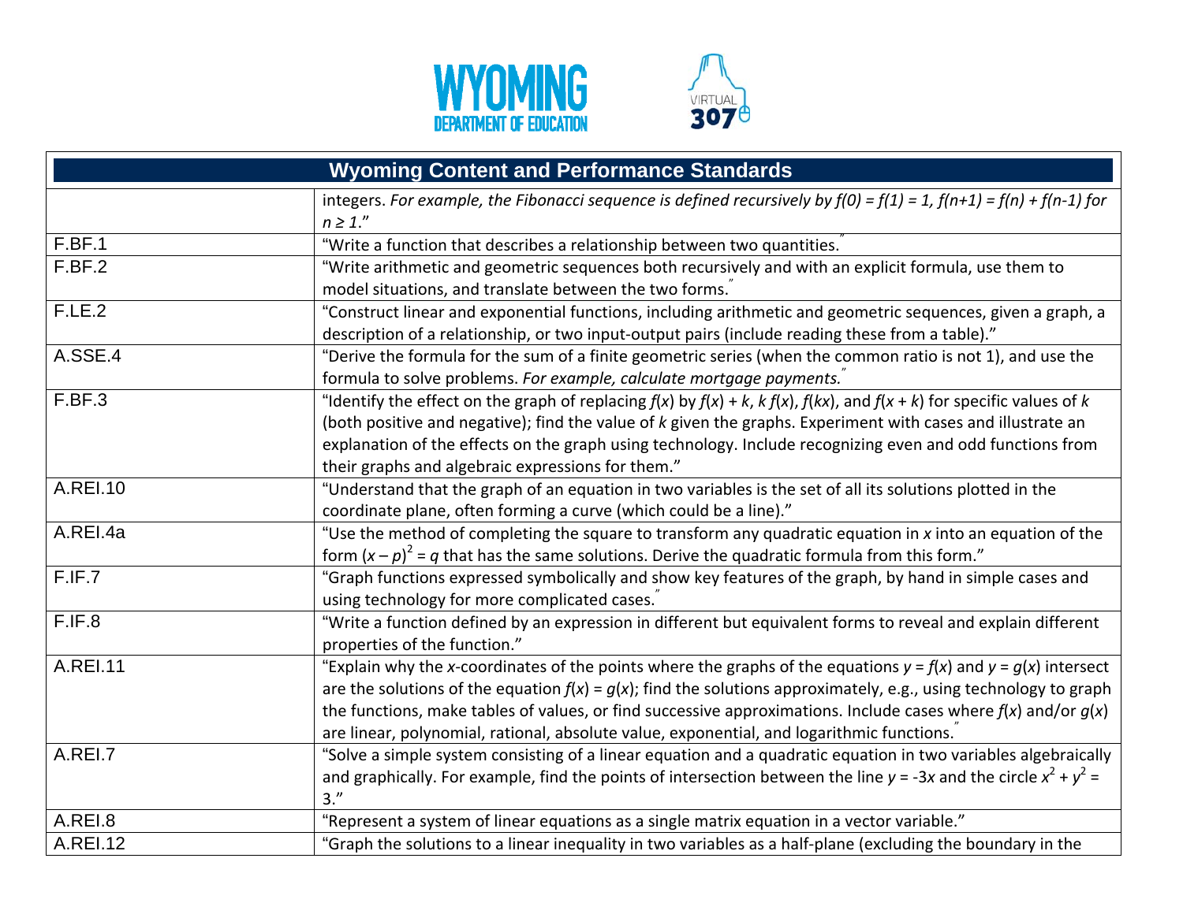| Wyoming Content and Performance Standards | |
|---|---|
| | integers. *For example, the Fibonacci sequence is defined recursively by $f(0) = f(1) = 1$, $f(n+1) = f(n) + f(n-1)$ for $n \geq 1$.*" |
| F.BF.1 | "Write a function that describes a relationship between two quantities." |
| F.BF.2 | "Write arithmetic and geometric sequences both recursively and with an explicit formula, use them to model situations, and translate between the two forms." |
| F.LE.2 | "Construct linear and exponential functions, including arithmetic and geometric sequences, given a graph, a description of a relationship, or two input-output pairs (include reading these from a table)." |
| A.SSE.4 | "Derive the formula for the sum of a finite geometric series (when the common ratio is not 1), and use the formula to solve problems. *For example, calculate mortgage payments.*" |
| F.BF.3 | "Identify the effect on the graph of replacing $f(x)$ by $f(x) + k$, $k\,f(x)$, $f(kx)$, and $f(x + k)$ for specific values of $k$ (both positive and negative); find the value of $k$ given the graphs. Experiment with cases and illustrate an explanation of the effects on the graph using technology. Include recognizing even and odd functions from their graphs and algebraic expressions for them." |
| A.REI.10 | "Understand that the graph of an equation in two variables is the set of all its solutions plotted in the coordinate plane, often forming a curve (which could be a line)." |
| A.REI.4a | "Use the method of completing the square to transform any quadratic equation in $x$ into an equation of the form $(x - p)^2 = q$ that has the same solutions. Derive the quadratic formula from this form." |
| F.IF.7 | "Graph functions expressed symbolically and show key features of the graph, by hand in simple cases and using technology for more complicated cases." |
| F.IF.8 | "Write a function defined by an expression in different but equivalent forms to reveal and explain different properties of the function." |
| A.REI.11 | "Explain why the $x$-coordinates of the points where the graphs of the equations $y = f(x)$ and $y = g(x)$ intersect are the solutions of the equation $f(x) = g(x)$; find the solutions approximately, e.g., using technology to graph the functions, make tables of values, or find successive approximations. Include cases where $f(x)$ and/or $g(x)$ are linear, polynomial, rational, absolute value, exponential, and logarithmic functions." |
| A.REI.7 | "Solve a simple system consisting of a linear equation and a quadratic equation in two variables algebraically and graphically. For example, find the points of intersection between the line $y = -3x$ and the circle $x^2 + y^2 = 3$." |
| A.REI.8 | "Represent a system of linear equations as a single matrix equation in a vector variable." |
| A.REI.12 | "Graph the solutions to a linear inequality in two variables as a half-plane (excluding the boundary in the |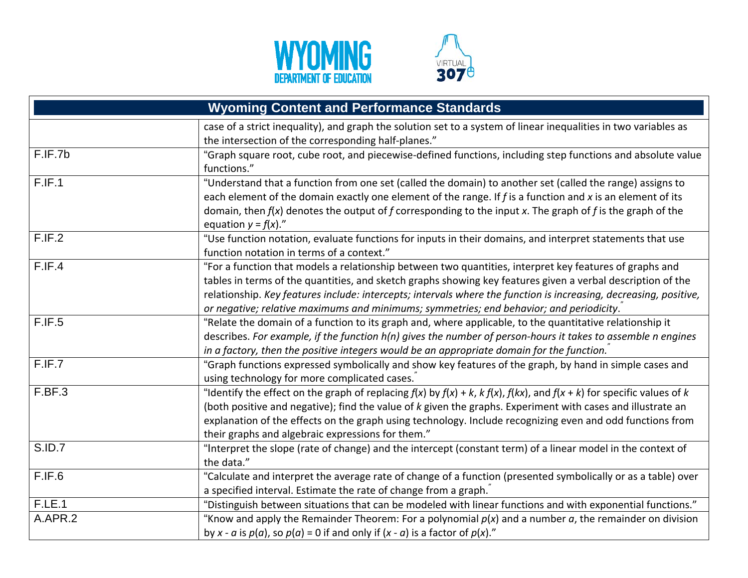| Wyoming Content and Performance Standards | |
|---|---|
| | case of a strict inequality), and graph the solution set to a system of linear inequalities in two variables as the intersection of the corresponding half-planes." |
| F.IF.7b | "Graph square root, cube root, and piecewise-defined functions, including step functions and absolute value functions." |
| F.IF.1 | "Understand that a function from one set (called the domain) to another set (called the range) assigns to each element of the domain exactly one element of the range. If $f$ is a function and $x$ is an element of its domain, then $f(x)$ denotes the output of $f$ corresponding to the input $x$. The graph of $f$ is the graph of the equation $y = f(x)$." |
| F.IF.2 | "Use function notation, evaluate functions for inputs in their domains, and interpret statements that use function notation in terms of a context." |
| F.IF.4 | "For a function that models a relationship between two quantities, interpret key features of graphs and tables in terms of the quantities, and sketch graphs showing key features given a verbal description of the relationship. *Key features include: intercepts; intervals where the function is increasing, decreasing, positive, or negative; relative maximums and minimums; symmetries; end behavior; and periodicity*." |
| F.IF.5 | "Relate the domain of a function to its graph and, where applicable, to the quantitative relationship it describes. *For example, if the function h(n) gives the number of person-hours it takes to assemble n engines in a factory, then the positive integers would be an appropriate domain for the function.*" |
| F.IF.7 | "Graph functions expressed symbolically and show key features of the graph, by hand in simple cases and using technology for more complicated cases." |
| F.BF.3 | "Identify the effect on the graph of replacing $f(x)$ by $f(x) + k$, $k\,f(x)$, $f(kx)$, and $f(x + k)$ for specific values of $k$ (both positive and negative); find the value of $k$ given the graphs. Experiment with cases and illustrate an explanation of the effects on the graph using technology. Include recognizing even and odd functions from their graphs and algebraic expressions for them." |
| S.ID.7 | "Interpret the slope (rate of change) and the intercept (constant term) of a linear model in the context of the data." |
| F.IF.6 | "Calculate and interpret the average rate of change of a function (presented symbolically or as a table) over a specified interval. Estimate the rate of change from a graph." |
| F.LE.1 | "Distinguish between situations that can be modeled with linear functions and with exponential functions." |
| A.APR.2 | "Know and apply the Remainder Theorem: For a polynomial $p(x)$ and a number $a$, the remainder on division by $x - a$ is $p(a)$, so $p(a) = 0$ if and only if $(x - a)$ is a factor of $p(x)$." |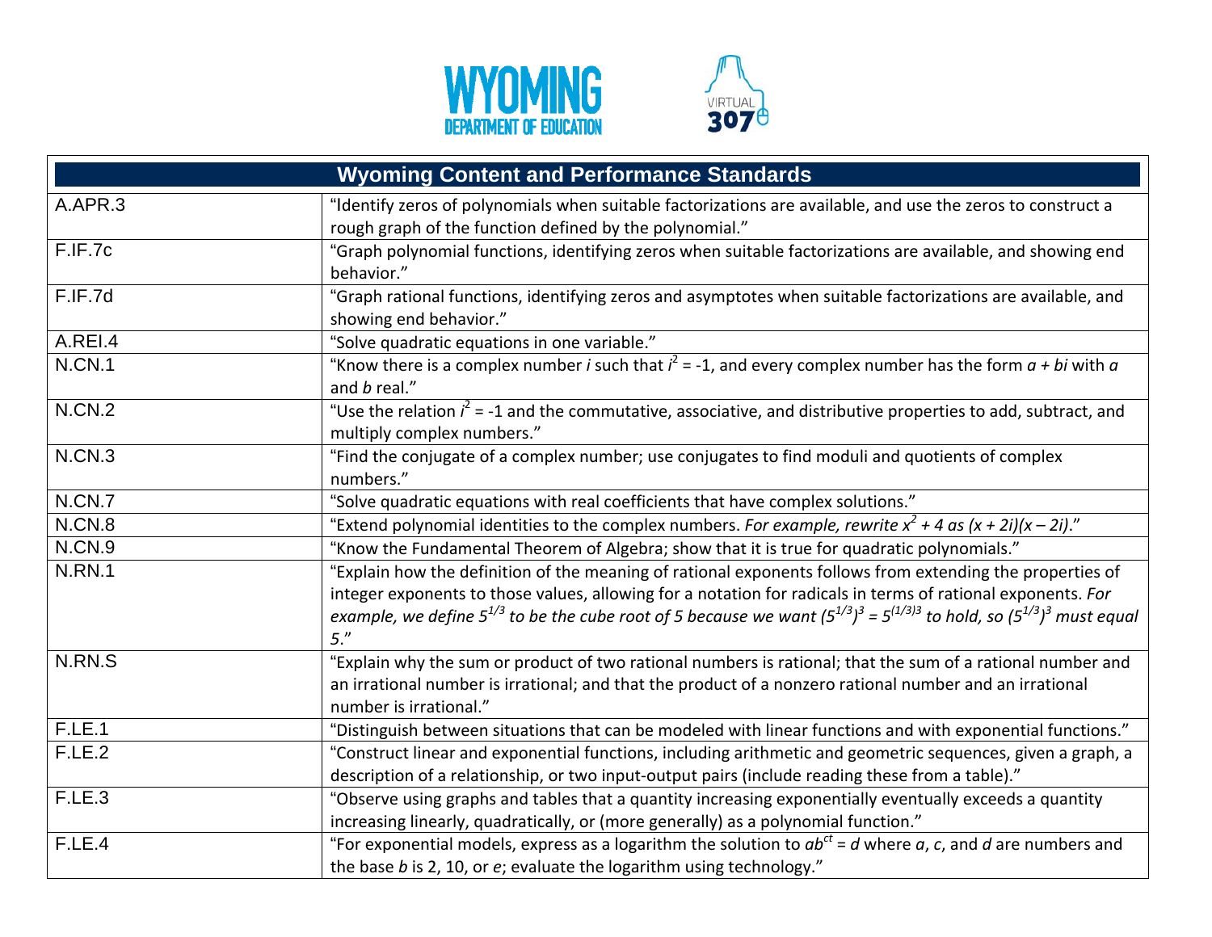| Wyoming Content and Performance Standards | |
|---|---|
| A.APR.3 | "Identify zeros of polynomials when suitable factorizations are available, and use the zeros to construct a rough graph of the function defined by the polynomial." |
| F.IF.7c | "Graph polynomial functions, identifying zeros when suitable factorizations are available, and showing end behavior." |
| F.IF.7d | "Graph rational functions, identifying zeros and asymptotes when suitable factorizations are available, and showing end behavior." |
| A.REI.4 | "Solve quadratic equations in one variable." |
| N.CN.1 | "Know there is a complex number $i$ such that $i^2 = -1$, and every complex number has the form $a + bi$ with $a$ and $b$ real." |
| N.CN.2 | "Use the relation $i^2 = -1$ and the commutative, associative, and distributive properties to add, subtract, and multiply complex numbers." |
| N.CN.3 | "Find the conjugate of a complex number; use conjugates to find moduli and quotients of complex numbers." |
| N.CN.7 | "Solve quadratic equations with real coefficients that have complex solutions." |
| N.CN.8 | "Extend polynomial identities to the complex numbers. *For example, rewrite* $x^2 + 4$ *as* $(x + 2i)(x - 2i)$." |
| N.CN.9 | "Know the Fundamental Theorem of Algebra; show that it is true for quadratic polynomials." |
| N.RN.1 | "Explain how the definition of the meaning of rational exponents follows from extending the properties of integer exponents to those values, allowing for a notation for radicals in terms of rational exponents. *For example, we define* $5^{1/3}$ *to be the cube root of 5 because we want* $(5^{1/3})^3 = 5^{(1/3)3}$ *to hold, so* $(5^{1/3})^3$ *must equal 5*." |
| N.RN.S | "Explain why the sum or product of two rational numbers is rational; that the sum of a rational number and an irrational number is irrational; and that the product of a nonzero rational number and an irrational number is irrational." |
| F.LE.1 | "Distinguish between situations that can be modeled with linear functions and with exponential functions." |
| F.LE.2 | "Construct linear and exponential functions, including arithmetic and geometric sequences, given a graph, a description of a relationship, or two input-output pairs (include reading these from a table)." |
| F.LE.3 | "Observe using graphs and tables that a quantity increasing exponentially eventually exceeds a quantity increasing linearly, quadratically, or (more generally) as a polynomial function." |
| F.LE.4 | "For exponential models, express as a logarithm the solution to $ab^{ct} = d$ where $a$, $c$, and $d$ are numbers and the base $b$ is 2, 10, or $e$; evaluate the logarithm using technology." |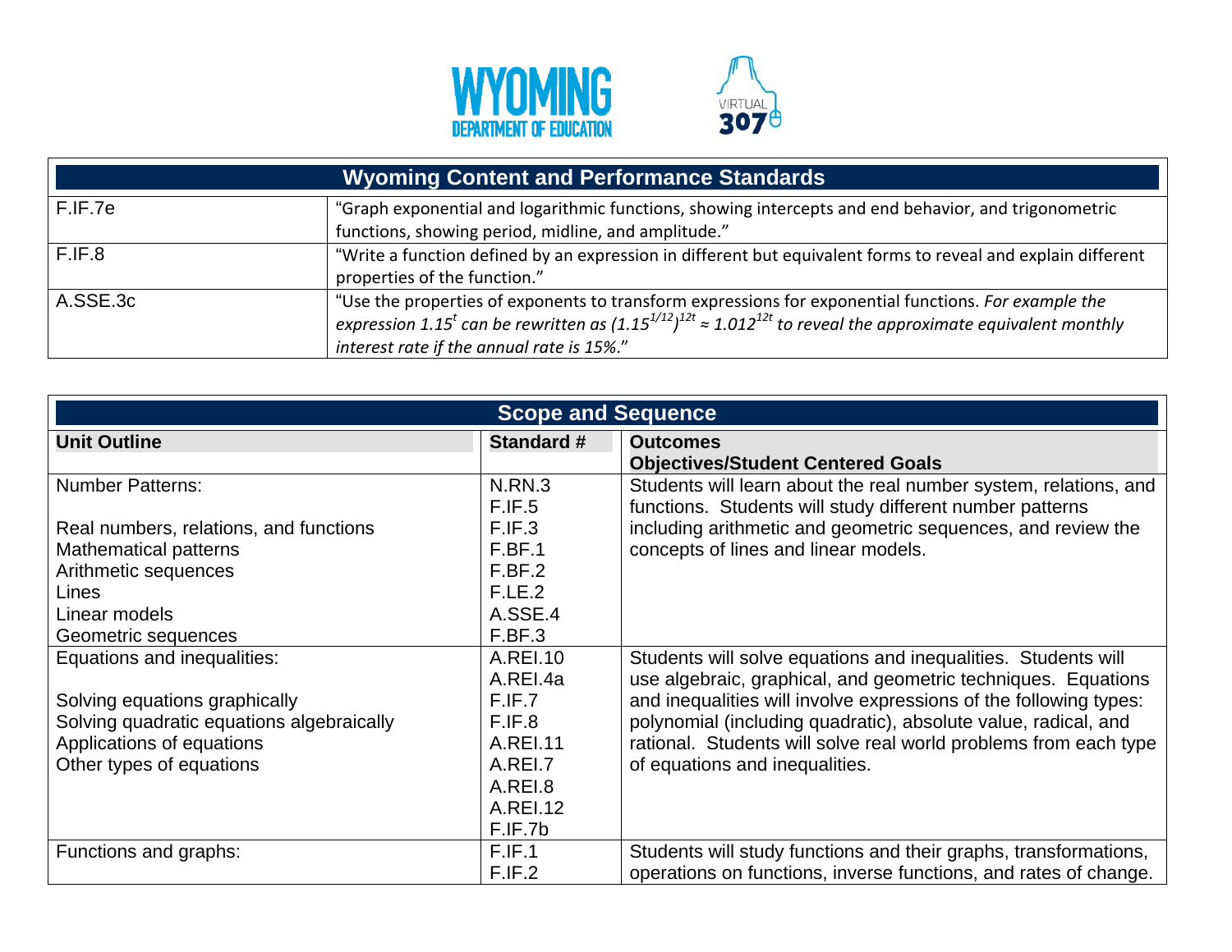| Wyoming Content and Performance Standards | |
|---|---|
| F.IF.7e | "Graph exponential and logarithmic functions, showing intercepts and end behavior, and trigonometric functions, showing period, midline, and amplitude." |
| F.IF.8 | "Write a function defined by an expression in different but equivalent forms to reveal and explain different properties of the function." |
| A.SSE.3c | "Use the properties of exponents to transform expressions for exponential functions. *For example the expression* $1.15^t$ *can be rewritten as* $(1.15^{1/12})^{12t} \approx 1.012^{12t}$ *to reveal the approximate equivalent monthly interest rate if the annual rate is 15%.*" |

| Scope and Sequence | | |
|---|---|---|
| **Unit Outline** | **Standard #** | **Outcomes**<br>**Objectives/Student Centered Goals** |
| Number Patterns:<br><br>Real numbers, relations, and functions<br>Mathematical patterns<br>Arithmetic sequences<br>Lines<br>Linear models<br>Geometric sequences | N.RN.3<br>F.IF.5<br>F.IF.3<br>F.BF.1<br>F.BF.2<br>F.LE.2<br>A.SSE.4<br>F.BF.3 | Students will learn about the real number system, relations, and functions. Students will study different number patterns including arithmetic and geometric sequences, and review the concepts of lines and linear models. |
| Equations and inequalities:<br><br>Solving equations graphically<br>Solving quadratic equations algebraically<br>Applications of equations<br>Other types of equations | A.REI.10<br>A.REI.4a<br>F.IF.7<br>F.IF.8<br>A.REI.11<br>A.REI.7<br>A.REI.8<br>A.REI.12<br>F.IF.7b | Students will solve equations and inequalities. Students will use algebraic, graphical, and geometric techniques. Equations and inequalities will involve expressions of the following types: polynomial (including quadratic), absolute value, radical, and rational. Students will solve real world problems from each type of equations and inequalities. |
| Functions and graphs: | F.IF.1<br>F.IF.2 | Students will study functions and their graphs, transformations, operations on functions, inverse functions, and rates of change. |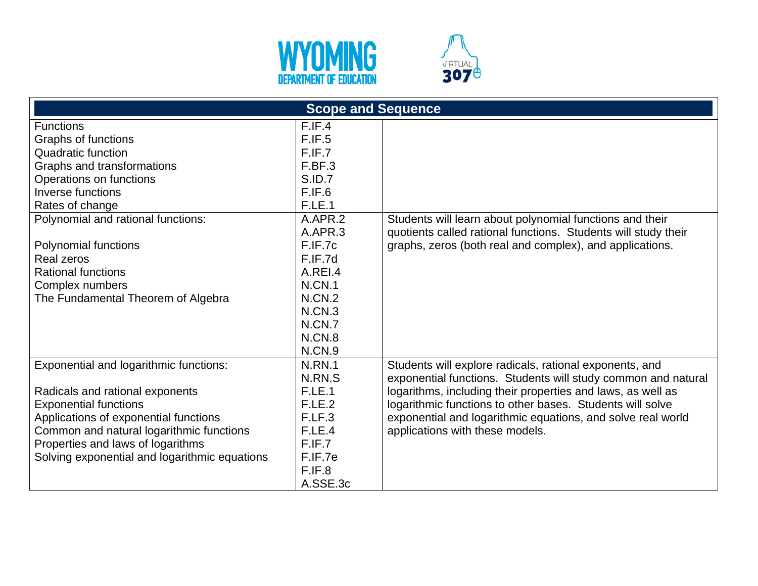| Scope and Sequence | | |
|---|---|---|
| Functions<br>Graphs of functions<br>Quadratic function<br>Graphs and transformations<br>Operations on functions<br>Inverse functions<br>Rates of change | F.IF.4<br>F.IF.5<br>F.IF.7<br>F.BF.3<br>S.ID.7<br>F.IF.6<br>F.LE.1 | |
| Polynomial and rational functions:<br><br>Polynomial functions<br>Real zeros<br>Rational functions<br>Complex numbers<br>The Fundamental Theorem of Algebra | A.APR.2<br>A.APR.3<br>F.IF.7c<br>F.IF.7d<br>A.REI.4<br>N.CN.1<br>N.CN.2<br>N.CN.3<br>N.CN.7<br>N.CN.8<br>N.CN.9 | Students will learn about polynomial functions and their quotients called rational functions. Students will study their graphs, zeros (both real and complex), and applications. |
| Exponential and logarithmic functions:<br><br>Radicals and rational exponents<br>Exponential functions<br>Applications of exponential functions<br>Common and natural logarithmic functions<br>Properties and laws of logarithms<br>Solving exponential and logarithmic equations | N.RN.1<br>N.RN.S<br>F.LE.1<br>F.LE.2<br>F.LF.3<br>F.LE.4<br>F.IF.7<br>F.IF.7e<br>F.IF.8<br>A.SSE.3c | Students will explore radicals, rational exponents, and exponential functions. Students will study common and natural logarithms, including their properties and laws, as well as logarithmic functions to other bases. Students will solve exponential and logarithmic equations, and solve real world applications with these models. |